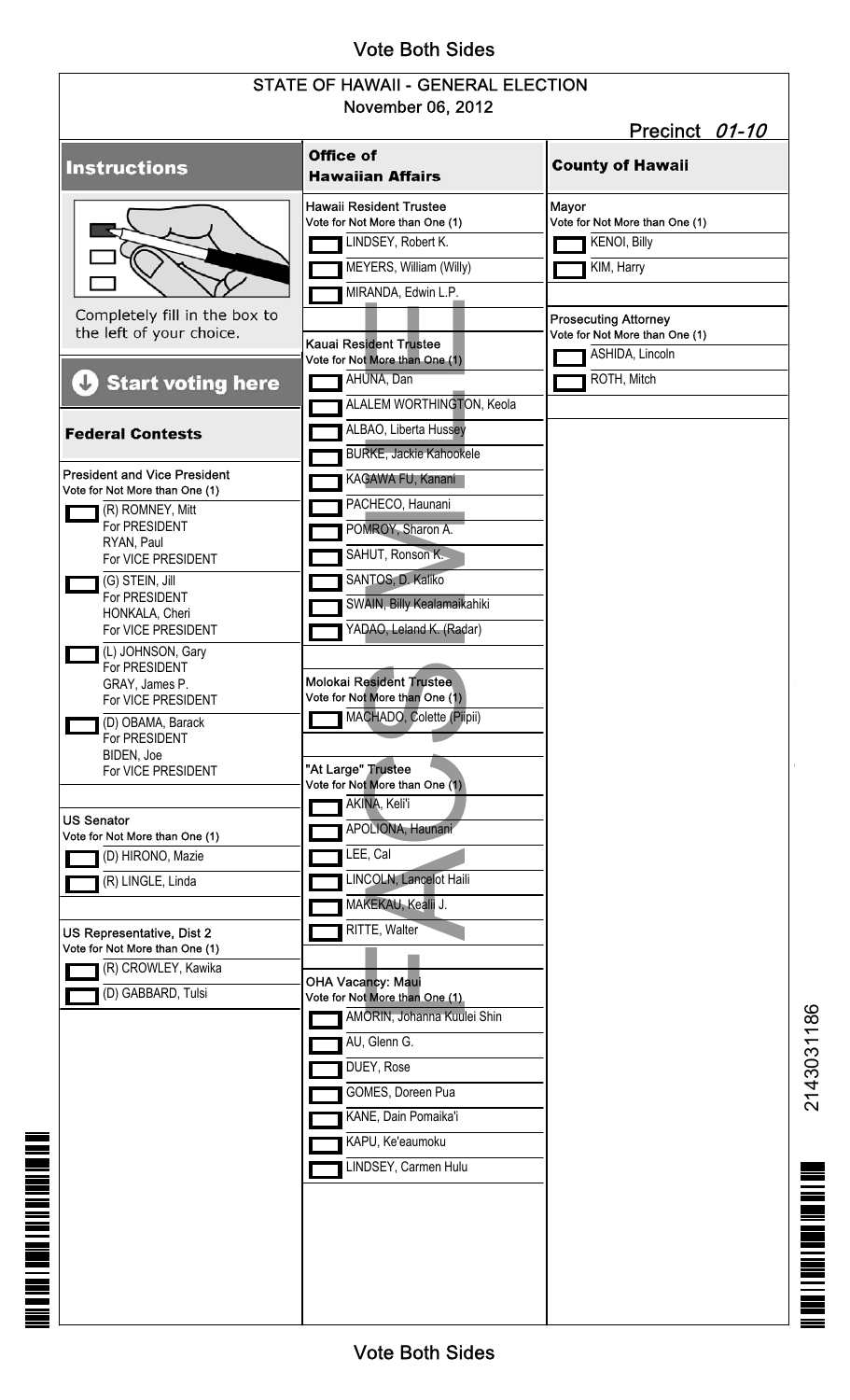Vote Both Sides

# STATE OF HAWAII - GENERAL ELECTION

November 06, 2012

Precinct *01-10*

## Instructions

Completely fill in the box to the left of your choice.

**Start voting here**

## Federal Contests

**President and Vice President**
Vote for Not More than One (1)

- (R) ROMNEY, Mitt For PRESIDENT; RYAN, Paul For VICE PRESIDENT
- (G) STEIN, Jill For PRESIDENT; HONKALA, Cheri For VICE PRESIDENT
- (L) JOHNSON, Gary For PRESIDENT; GRAY, James P. For VICE PRESIDENT
- (D) OBAMA, Barack For PRESIDENT; BIDEN, Joe For VICE PRESIDENT

**US Senator**
Vote for Not More than One (1)

- (D) HIRONO, Mazie
- (R) LINGLE, Linda

**US Representative, Dist 2**
Vote for Not More than One (1)

- (R) CROWLEY, Kawika
- (D) GABBARD, Tulsi

## Office of Hawaiian Affairs

**Hawaii Resident Trustee**
Vote for Not More than One (1)

- LINDSEY, Robert K.
- MEYERS, William (Willy)
- MIRANDA, Edwin L.P.

**Kauai Resident Trustee**
Vote for Not More than One (1)

- AHUNA, Dan
- ALALEM WORTHINGTON, Keola
- ALBAO, Liberta Hussey
- BURKE, Jackie Kahookele
- KAGAWA FU, Kanani
- PACHECO, Haunani
- POMROY, Sharon A.
- SAHUT, Ronson K.
- SANTOS, D. Kaliko
- SWAIN, Billy Kealamaikahiki
- YADAO, Leland K. (Radar)

**Molokai Resident Trustee**
Vote for Not More than One (1)

- MACHADO, Colette (Piipii)

**"At Large" Trustee**
Vote for Not More than One (1)

- AKINA, Keli'i
- APOLIONA, Haunani
- LEE, Cal
- LINCOLN, Lancelot Haili
- MAKEKAU, Kealii J.
- RITTE, Walter

**OHA Vacancy: Maui**
Vote for Not More than One (1)

- AMORIN, Johanna Kuulei Shin
- AU, Glenn G.
- DUEY, Rose
- GOMES, Doreen Pua
- KANE, Dain Pomaika'i
- KAPU, Ke'eaumoku
- LINDSEY, Carmen Hulu

## County of Hawaii

**Mayor**
Vote for Not More than One (1)

- KENOI, Billy
- KIM, Harry

**Prosecuting Attorney**
Vote for Not More than One (1)

- ASHIDA, Lincoln
- ROTH, Mitch

SAMPLE

2143031186

Vote Both Sides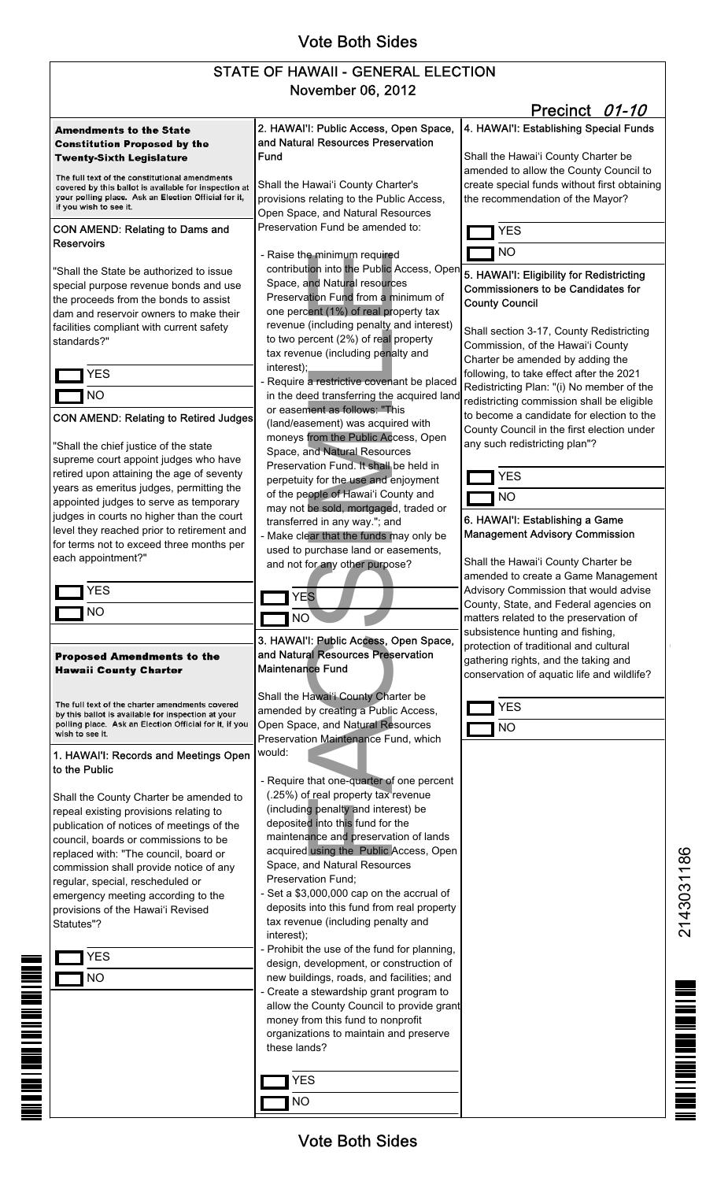Vote Both Sides

# STATE OF HAWAII - GENERAL ELECTION
## November 06, 2012

Precinct *01-10*

### Amendments to the State Constitution Proposed by the Twenty-Sixth Legislature

The full text of the constitutional amendments covered by this ballot is available for inspection at your polling place. Ask an Election Official for it, if you wish to see it.

**CON AMEND: Relating to Dams and Reservoirs**

"Shall the State be authorized to issue special purpose revenue bonds and use the proceeds from the bonds to assist dam and reservoir owners to make their facilities compliant with current safety standards?"

- [ ] YES
- [ ] NO

**CON AMEND: Relating to Retired Judges**

"Shall the chief justice of the state supreme court appoint judges who have retired upon attaining the age of seventy years as emeritus judges, permitting the appointed judges to serve as temporary judges in courts no higher than the court level they reached prior to retirement and for terms not to exceed three months per each appointment?"

- [ ] YES
- [ ] NO

### Proposed Amendments to the Hawaii County Charter

The full text of the charter amendments covered by this ballot is available for inspection at your polling place. Ask an Election Official for it, if you wish to see it.

**1. HAWAI'I: Records and Meetings Open to the Public**

Shall the County Charter be amended to repeal existing provisions relating to publication of notices of meetings of the council, boards or commissions to be replaced with: "The council, board or commission shall provide notice of any regular, special, rescheduled or emergency meeting according to the provisions of the Hawai'i Revised Statutes"?

- [ ] YES
- [ ] NO

**2. HAWAI'I: Public Access, Open Space, and Natural Resources Preservation Fund**

Shall the Hawai'i County Charter's provisions relating to the Public Access, Open Space, and Natural Resources Preservation Fund be amended to:

- Raise the minimum required contribution into the Public Access, Open Space, and Natural resources Preservation Fund from a minimum of one percent (1%) of real property tax revenue (including penalty and interest) to two percent (2%) of real property tax revenue (including penalty and interest);
- Require a restrictive covenant be placed in the deed transferring the acquired land or easement as follows: "This (land/easement) was acquired with moneys from the Public Access, Open Space, and Natural Resources Preservation Fund. It shall be held in perpetuity for the use and enjoyment of the people of Hawai'i County and may not be sold, mortgaged, traded or transferred in any way."; and
- Make clear that the funds may only be used to purchase land or easements, and not for any other purpose?

- [ ] YES
- [ ] NO

**3. HAWAI'I: Public Access, Open Space, and Natural Resources Preservation Maintenance Fund**

Shall the Hawai'i County Charter be amended by creating a Public Access, Open Space, and Natural Resources Preservation Maintenance Fund, which would:

- Require that one-quarter of one percent (.25%) of real property tax revenue (including penalty and interest) be deposited into this fund for the maintenance and preservation of lands acquired using the Public Access, Open Space, and Natural Resources Preservation Fund;
- Set a $3,000,000 cap on the accrual of deposits into this fund from real property tax revenue (including penalty and interest);
- Prohibit the use of the fund for planning, design, development, or construction of new buildings, roads, and facilities; and
- Create a stewardship grant program to allow the County Council to provide grant money from this fund to nonprofit organizations to maintain and preserve these lands?

- [ ] YES
- [ ] NO

**4. HAWAI'I: Establishing Special Funds**

Shall the Hawai'i County Charter be amended to allow the County Council to create special funds without first obtaining the recommendation of the Mayor?

- [ ] YES
- [ ] NO

**5. HAWAI'I: Eligibility for Redistricting Commissioners to be Candidates for County Council**

Shall section 3-17, County Redistricting Commission, of the Hawai'i County Charter be amended by adding the following, to take effect after the 2021 Redistricting Plan: "(i) No member of the redistricting commission shall be eligible to become a candidate for election to the County Council in the first election under any such redistricting plan"?

- [ ] YES
- [ ] NO

**6. HAWAI'I: Establishing a Game Management Advisory Commission**

Shall the Hawai'i County Charter be amended to create a Game Management Advisory Commission that would advise County, State, and Federal agencies on matters related to the preservation of subsistence hunting and fishing, protection of traditional and cultural gathering rights, and the taking and conservation of aquatic life and wildlife?

- [ ] YES
- [ ] NO

Vote Both Sides